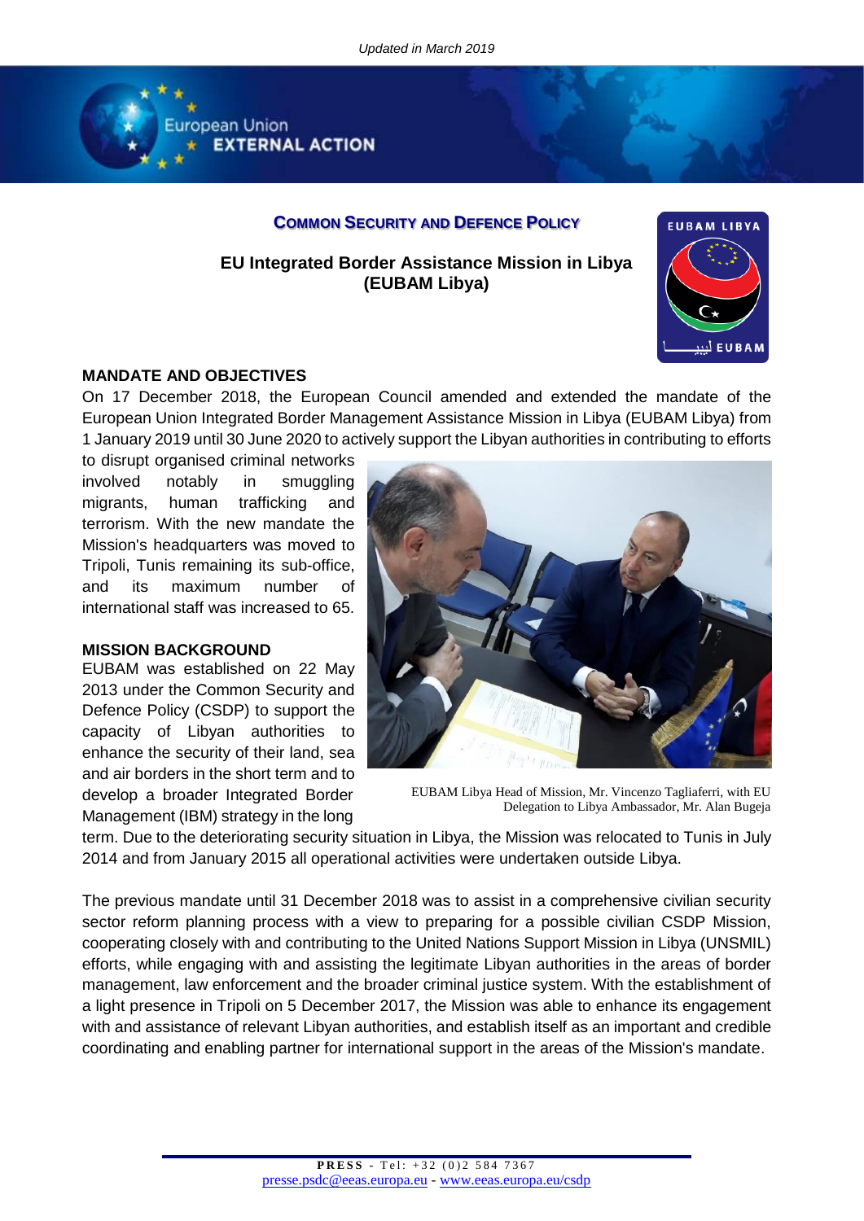*Updated in March 2019*

**COMMON SECURITY AND DEFENCE POLICY**

# EU Integrated Border Assistance Mission in Libya (EUBAM Libya)

## MANDATE AND OBJECTIVES

On 17 December 2018, the European Council amended and extended the mandate of the European Union Integrated Border Management Assistance Mission in Libya (EUBAM Libya) from 1 January 2019 until 30 June 2020 to actively support the Libyan authorities in contributing to efforts to disrupt organised criminal networks involved notably in smuggling migrants, human trafficking and terrorism. With the new mandate the Mission's headquarters was moved to Tripoli, Tunis remaining its sub-office, and its maximum number of international staff was increased to 65.

EUBAM Libya Head of Mission, Mr. Vincenzo Tagliaferri, with EU Delegation to Libya Ambassador, Mr. Alan Bugeja

## MISSION BACKGROUND

EUBAM was established on 22 May 2013 under the Common Security and Defence Policy (CSDP) to support the capacity of Libyan authorities to enhance the security of their land, sea and air borders in the short term and to develop a broader Integrated Border Management (IBM) strategy in the long term. Due to the deteriorating security situation in Libya, the Mission was relocated to Tunis in July 2014 and from January 2015 all operational activities were undertaken outside Libya.

The previous mandate until 31 December 2018 was to assist in a comprehensive civilian security sector reform planning process with a view to preparing for a possible civilian CSDP Mission, cooperating closely with and contributing to the United Nations Support Mission in Libya (UNSMIL) efforts, while engaging with and assisting the legitimate Libyan authorities in the areas of border management, law enforcement and the broader criminal justice system. With the establishment of a light presence in Tripoli on 5 December 2017, the Mission was able to enhance its engagement with and assistance of relevant Libyan authorities, and establish itself as an important and credible coordinating and enabling partner for international support in the areas of the Mission's mandate.

**PRESS** - Tel: +32 (0)2 584 7367
presse.psdc@eeas.europa.eu - www.eeas.europa.eu/csdp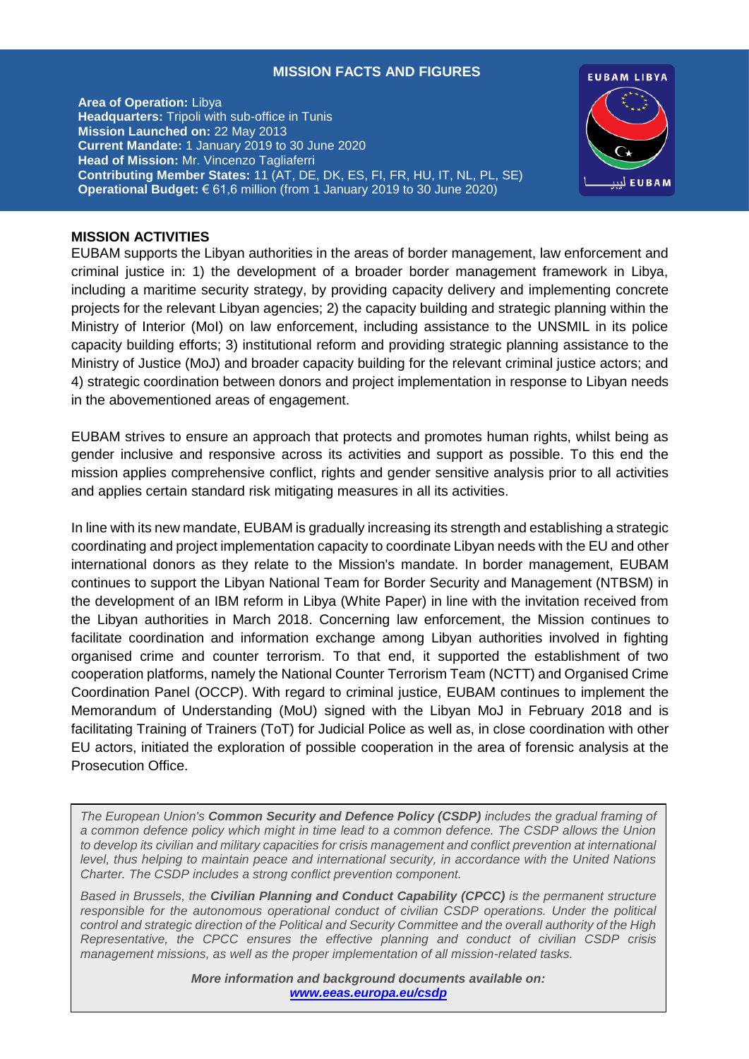## MISSION FACTS AND FIGURES

**Area of Operation:** Libya
**Headquarters:** Tripoli with sub-office in Tunis
**Mission Launched on:** 22 May 2013
**Current Mandate:** 1 January 2019 to 30 June 2020
**Head of Mission:** Mr. Vincenzo Tagliaferri
**Contributing Member States:** 11 (AT, DE, DK, ES, FI, FR, HU, IT, NL, PL, SE)
**Operational Budget:** € 61,6 million (from 1 January 2019 to 30 June 2020)

EUBAM LIBYA

ليبيا EUBAM

## MISSION ACTIVITIES

EUBAM supports the Libyan authorities in the areas of border management, law enforcement and criminal justice in: 1) the development of a broader border management framework in Libya, including a maritime security strategy, by providing capacity delivery and implementing concrete projects for the relevant Libyan agencies; 2) the capacity building and strategic planning within the Ministry of Interior (MoI) on law enforcement, including assistance to the UNSMIL in its police capacity building efforts; 3) institutional reform and providing strategic planning assistance to the Ministry of Justice (MoJ) and broader capacity building for the relevant criminal justice actors; and 4) strategic coordination between donors and project implementation in response to Libyan needs in the abovementioned areas of engagement.

EUBAM strives to ensure an approach that protects and promotes human rights, whilst being as gender inclusive and responsive across its activities and support as possible. To this end the mission applies comprehensive conflict, rights and gender sensitive analysis prior to all activities and applies certain standard risk mitigating measures in all its activities.

In line with its new mandate, EUBAM is gradually increasing its strength and establishing a strategic coordinating and project implementation capacity to coordinate Libyan needs with the EU and other international donors as they relate to the Mission's mandate. In border management, EUBAM continues to support the Libyan National Team for Border Security and Management (NTBSM) in the development of an IBM reform in Libya (White Paper) in line with the invitation received from the Libyan authorities in March 2018. Concerning law enforcement, the Mission continues to facilitate coordination and information exchange among Libyan authorities involved in fighting organised crime and counter terrorism. To that end, it supported the establishment of two cooperation platforms, namely the National Counter Terrorism Team (NCTT) and Organised Crime Coordination Panel (OCCP). With regard to criminal justice, EUBAM continues to implement the Memorandum of Understanding (MoU) signed with the Libyan MoJ in February 2018 and is facilitating Training of Trainers (ToT) for Judicial Police as well as, in close coordination with other EU actors, initiated the exploration of possible cooperation in the area of forensic analysis at the Prosecution Office.

*The European Union's **Common Security and Defence Policy (CSDP)** includes the gradual framing of a common defence policy which might in time lead to a common defence. The CSDP allows the Union to develop its civilian and military capacities for crisis management and conflict prevention at international level, thus helping to maintain peace and international security, in accordance with the United Nations Charter. The CSDP includes a strong conflict prevention component.*

*Based in Brussels, the **Civilian Planning and Conduct Capability (CPCC)** is the permanent structure responsible for the autonomous operational conduct of civilian CSDP operations. Under the political control and strategic direction of the Political and Security Committee and the overall authority of the High Representative, the CPCC ensures the effective planning and conduct of civilian CSDP crisis management missions, as well as the proper implementation of all mission-related tasks.*

***More information and background documents available on:***
***[www.eeas.europa.eu/csdp](http://www.eeas.europa.eu/csdp)***